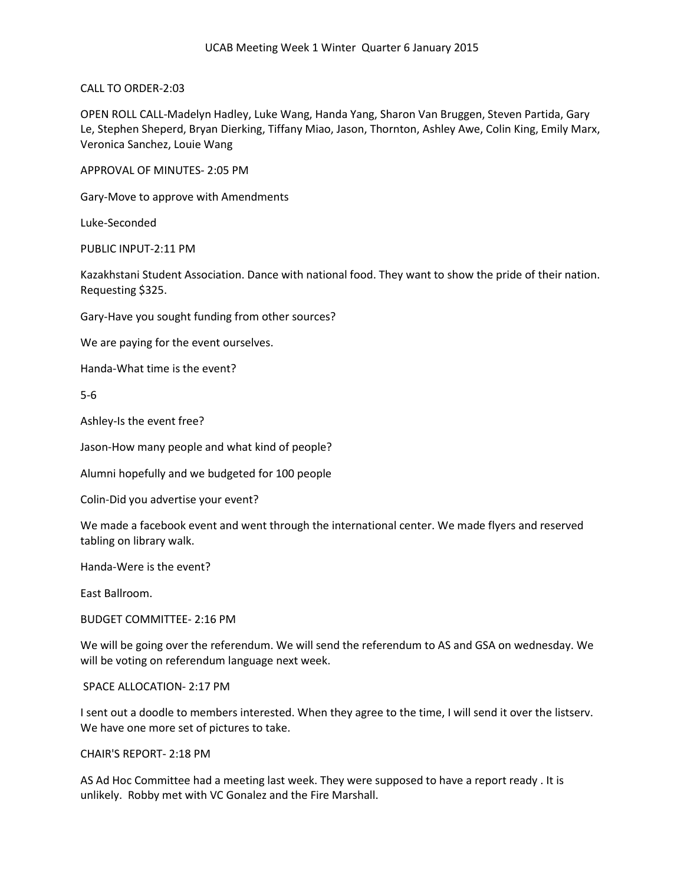# UCAB Meeting Week 1 Winter Quarter 6 January 2015

CALL TO ORDER-2:03

OPEN ROLL CALL-Madelyn Hadley, Luke Wang, Handa Yang, Sharon Van Bruggen, Steven Partida, Gary Le, Stephen Sheperd, Bryan Dierking, Tiffany Miao, Jason, Thornton, Ashley Awe, Colin King, Emily Marx, Veronica Sanchez, Louie Wang

APPROVAL OF MINUTES- 2:05 PM

Gary-Move to approve with Amendments

Luke-Seconded

PUBLIC INPUT-2:11 PM

Kazakhstani Student Association. Dance with national food. They want to show the pride of their nation. Requesting $325.

Gary-Have you sought funding from other sources?

We are paying for the event ourselves.

Handa-What time is the event?

5-6

Ashley-Is the event free?

Jason-How many people and what kind of people?

Alumni hopefully and we budgeted for 100 people

Colin-Did you advertise your event?

We made a facebook event and went through the international center. We made flyers and reserved tabling on library walk.

Handa-Were is the event?

East Ballroom.

BUDGET COMMITTEE- 2:16 PM

We will be going over the referendum. We will send the referendum to AS and GSA on wednesday. We will be voting on referendum language next week.

SPACE ALLOCATION- 2:17 PM

I sent out a doodle to members interested. When they agree to the time, I will send it over the listserv. We have one more set of pictures to take.

CHAIR'S REPORT- 2:18 PM

AS Ad Hoc Committee had a meeting last week. They were supposed to have a report ready . It is unlikely. Robby met with VC Gonalez and the Fire Marshall.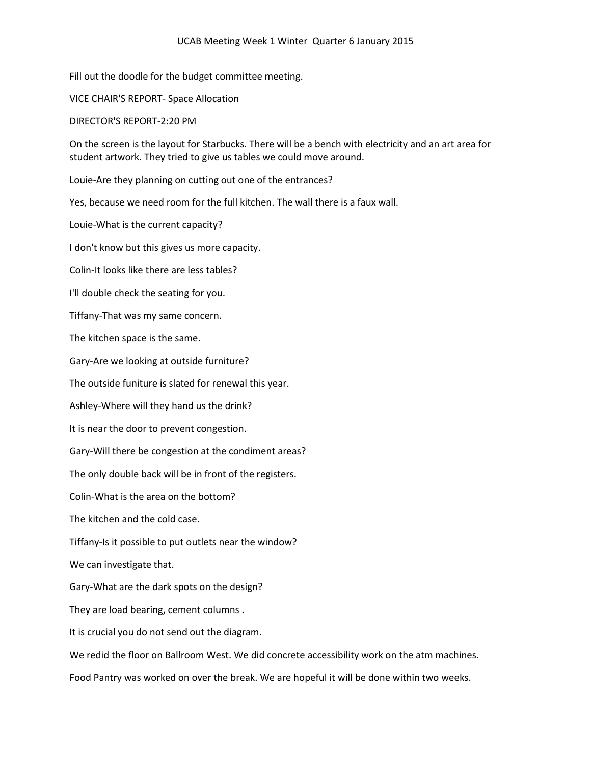UCAB Meeting Week 1 Winter Quarter 6 January 2015

Fill out the doodle for the budget committee meeting.

VICE CHAIR'S REPORT- Space Allocation

DIRECTOR'S REPORT-2:20 PM

On the screen is the layout for Starbucks. There will be a bench with electricity and an art area for student artwork. They tried to give us tables we could move around.

Louie-Are they planning on cutting out one of the entrances?

Yes, because we need room for the full kitchen. The wall there is a faux wall.

Louie-What is the current capacity?

I don't know but this gives us more capacity.

Colin-It looks like there are less tables?

I'll double check the seating for you.

Tiffany-That was my same concern.

The kitchen space is the same.

Gary-Are we looking at outside furniture?

The outside funiture is slated for renewal this year.

Ashley-Where will they hand us the drink?

It is near the door to prevent congestion.

Gary-Will there be congestion at the condiment areas?

The only double back will be in front of the registers.

Colin-What is the area on the bottom?

The kitchen and the cold case.

Tiffany-Is it possible to put outlets near the window?

We can investigate that.

Gary-What are the dark spots on the design?

They are load bearing, cement columns .

It is crucial you do not send out the diagram.

We redid the floor on Ballroom West. We did concrete accessibility work on the atm machines.

Food Pantry was worked on over the break. We are hopeful it will be done within two weeks.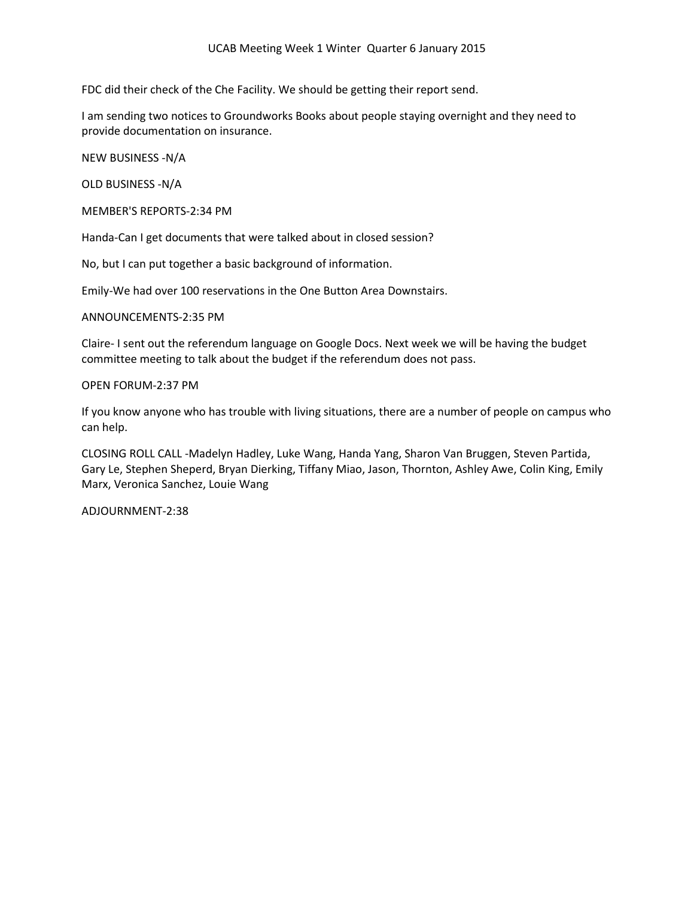FDC did their check of the Che Facility. We should be getting their report send.

I am sending two notices to Groundworks Books about people staying overnight and they need to provide documentation on insurance.

NEW BUSINESS -N/A

OLD BUSINESS -N/A

MEMBER'S REPORTS-2:34 PM

Handa-Can I get documents that were talked about in closed session?

No, but I can put together a basic background of information.

Emily-We had over 100 reservations in the One Button Area Downstairs.

ANNOUNCEMENTS-2:35 PM

Claire- I sent out the referendum language on Google Docs. Next week we will be having the budget committee meeting to talk about the budget if the referendum does not pass.

OPEN FORUM-2:37 PM

If you know anyone who has trouble with living situations, there are a number of people on campus who can help.

CLOSING ROLL CALL -Madelyn Hadley, Luke Wang, Handa Yang, Sharon Van Bruggen, Steven Partida, Gary Le, Stephen Sheperd, Bryan Dierking, Tiffany Miao, Jason, Thornton, Ashley Awe, Colin King, Emily Marx, Veronica Sanchez, Louie Wang

ADJOURNMENT-2:38